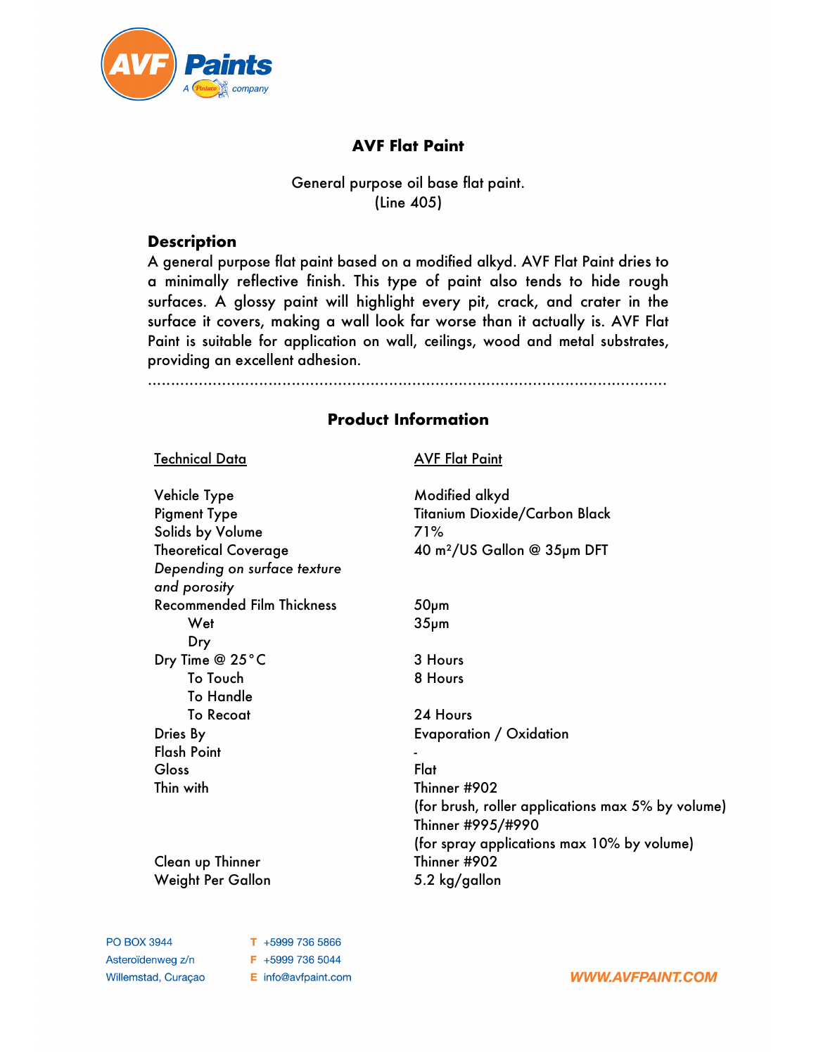# AVF Flat Paint

General purpose oil base flat paint.
(Line 405)

## Description

A general purpose flat paint based on a modified alkyd. AVF Flat Paint dries to a minimally reflective finish. This type of paint also tends to hide rough surfaces. A glossy paint will highlight every pit, crack, and crater in the surface it covers, making a wall look far worse than it actually is. AVF Flat Paint is suitable for application on wall, ceilings, wood and metal substrates, providing an excellent adhesion.

## Product Information

| Technical Data | AVF Flat Paint |
|---|---|
| Vehicle Type | Modified alkyd |
| Pigment Type | Titanium Dioxide/Carbon Black |
| Solids by Volume | 71% |
| Theoretical Coverage<br>*Depending on surface texture and porosity* | 40 m²/US Gallon @ 35µm DFT |
| Recommended Film Thickness | |
| Wet | 50µm |
| Dry | 35µm |
| Dry Time @ 25°C | |
| To Touch | 3 Hours |
| To Handle | 8 Hours |
| To Recoat | 24 Hours |
| Dries By | Evaporation / Oxidation |
| Flash Point | - |
| Gloss | Flat |
| Thin with | Thinner #902<br>(for brush, roller applications max 5% by volume)<br>Thinner #995/#990<br>(for spray applications max 10% by volume) |
| Clean up Thinner | Thinner #902 |
| Weight Per Gallon | 5.2 kg/gallon |

PO BOX 3944
Asteroïdenweg z/n
Willemstad, Curaçao

T +5999 736 5866
F +5999 736 5044
E info@avfpaint.com

WWW.AVFPAINT.COM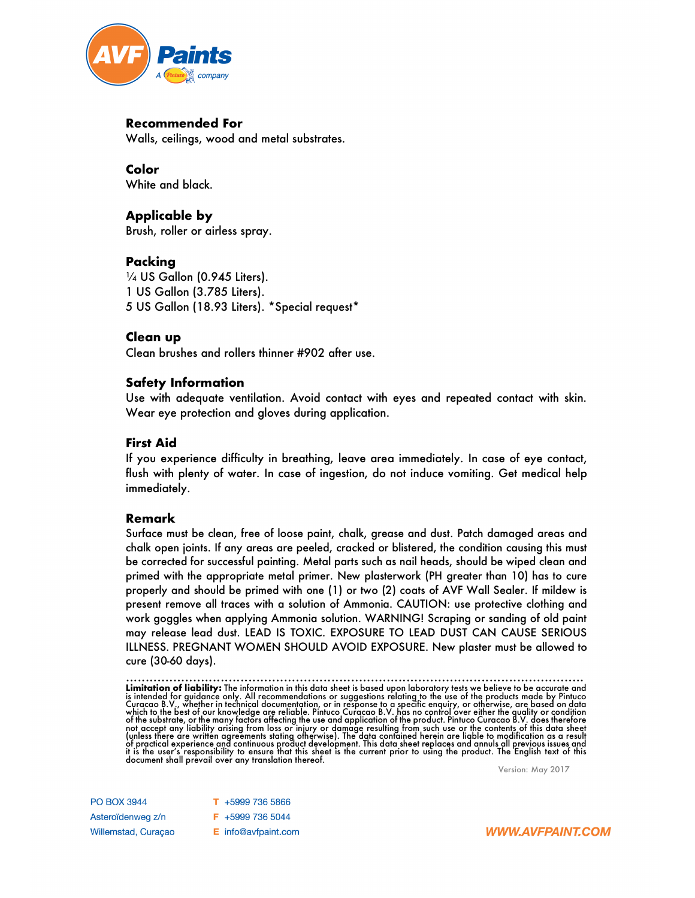## Recommended For

Walls, ceilings, wood and metal substrates.

## Color

White and black.

## Applicable by

Brush, roller or airless spray.

## Packing

¼ US Gallon (0.945 Liters).
1 US Gallon (3.785 Liters).
5 US Gallon (18.93 Liters). *Special request*

## Clean up

Clean brushes and rollers thinner #902 after use.

## Safety Information

Use with adequate ventilation. Avoid contact with eyes and repeated contact with skin. Wear eye protection and gloves during application.

## First Aid

If you experience difficulty in breathing, leave area immediately. In case of eye contact, flush with plenty of water. In case of ingestion, do not induce vomiting. Get medical help immediately.

## Remark

Surface must be clean, free of loose paint, chalk, grease and dust. Patch damaged areas and chalk open joints. If any areas are peeled, cracked or blistered, the condition causing this must be corrected for successful painting. Metal parts such as nail heads, should be wiped clean and primed with the appropriate metal primer. New plasterwork (PH greater than 10) has to cure properly and should be primed with one (1) or two (2) coats of AVF Wall Sealer. If mildew is present remove all traces with a solution of Ammonia. CAUTION: use protective clothing and work goggles when applying Ammonia solution. WARNING! Scraping or sanding of old paint may release lead dust. LEAD IS TOXIC. EXPOSURE TO LEAD DUST CAN CAUSE SERIOUS ILLNESS. PREGNANT WOMEN SHOULD AVOID EXPOSURE. New plaster must be allowed to cure (30-60 days).

---

**Limitation of liability:** The information in this data sheet is based upon laboratory tests we believe to be accurate and is intended for guidance only. All recommendations or suggestions relating to the use of the products made by Pintuco Curacao B.V., whether in technical documentation, or in response to a specific enquiry, or otherwise, are based on data which to the best of our knowledge are reliable. Pintuco Curacao B.V. has no control over either the quality or condition of the substrate, or the many factors affecting the use and application of the product. Pintuco Curacao B.V. does therefore not accept any liability arising from loss or injury or damage resulting from such use or the contents of this data sheet (unless there are written agreements stating otherwise). The data contained herein are liable to modification as a result of practical experience and continuous product development. This data sheet replaces and annuls all previous issues and it is the user's responsibility to ensure that this sheet is the current prior to using the product. The English text of this document shall prevail over any translation thereof.

Version: May 2017

PO BOX 3944
Asteroïdenweg z/n
Willemstad, Curaçao

T +5999 736 5866
F +5999 736 5044
E info@avfpaint.com

WWW.AVFPAINT.COM